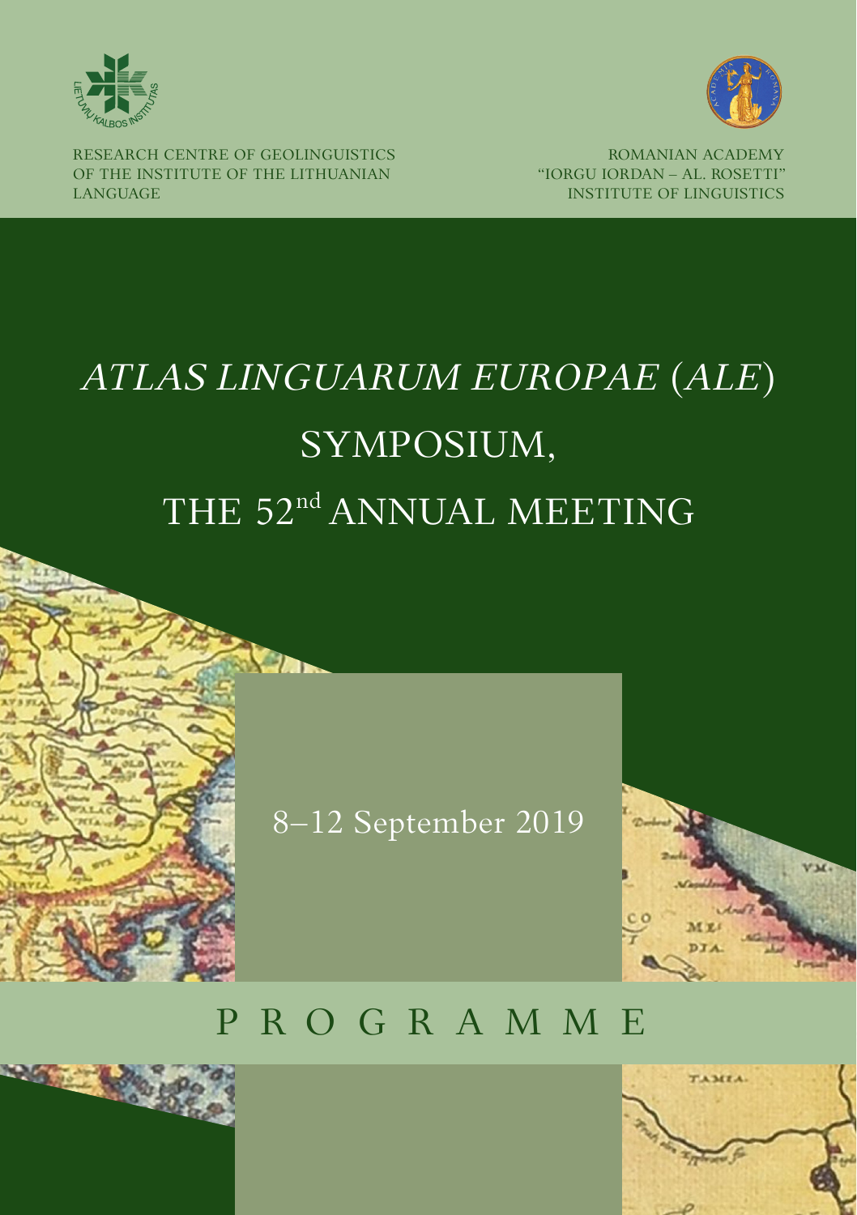RESEARCH CENTRE OF GEOLINGUISTICS
OF THE INSTITUTE OF THE LITHUANIAN
LANGUAGE

ROMANIAN ACADEMY
"IORGU IORDAN – AL. ROSETTI"
INSTITUTE OF LINGUISTICS

# *ATLAS LINGUARUM EUROPAE* (*ALE*) SYMPOSIUM, THE 52nd ANNUAL MEETING

8–12 September 2019

## P R O G R A M M E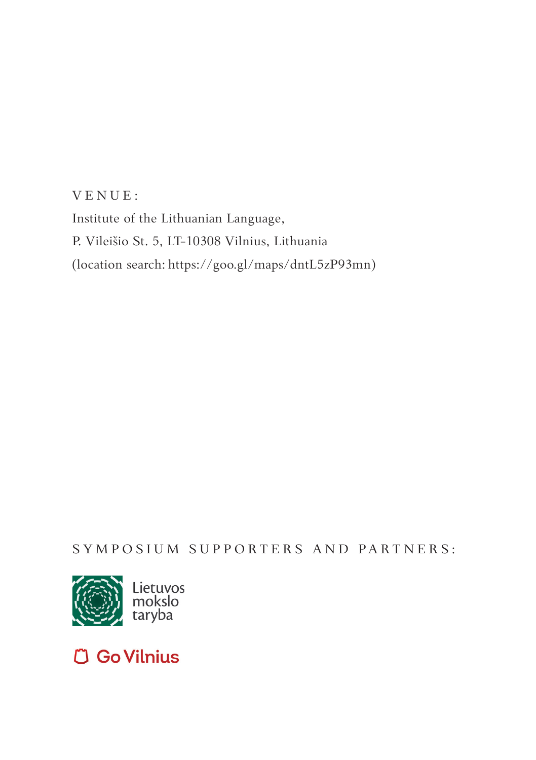VENUE:

Institute of the Lithuanian Language,
P. Vileišio St. 5, LT-10308 Vilnius, Lithuania
(location search: https://goo.gl/maps/dntL5zP93mn)

SYMPOSIUM SUPPORTERS AND PARTNERS:

Lietuvos mokslo taryba

Go Vilnius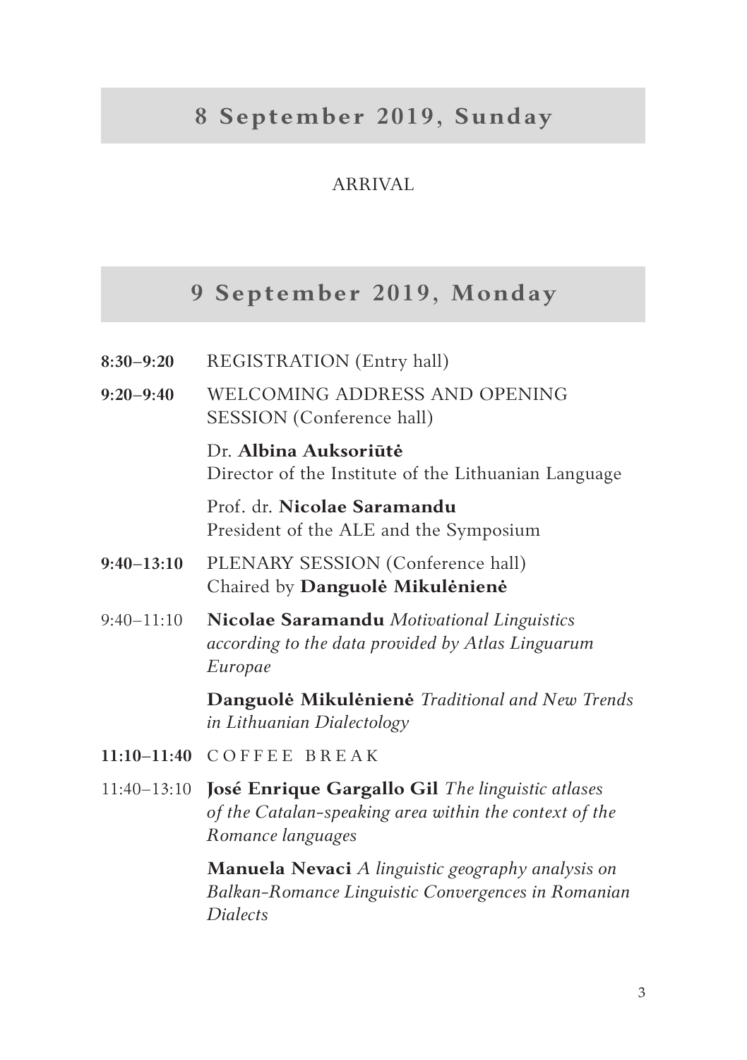## 8 September 2019, Sunday

ARRIVAL

## 9 September 2019, Monday

**8:30–9:20** REGISTRATION (Entry hall)

**9:20–9:40** WELCOMING ADDRESS AND OPENING SESSION (Conference hall)

Dr. **Albina Auksoriūtė**
Director of the Institute of the Lithuanian Language

Prof. dr. **Nicolae Saramandu**
President of the ALE and the Symposium

**9:40–13:10** PLENARY SESSION (Conference hall)
Chaired by **Danguolė Mikulėnienė**

9:40–11:10 **Nicolae Saramandu** *Motivational Linguistics according to the data provided by Atlas Linguarum Europae*

**Danguolė Mikulėnienė** *Traditional and New Trends in Lithuanian Dialectology*

**11:10–11:40** COFFEE BREAK

11:40–13:10 **José Enrique Gargallo Gil** *The linguistic atlases of the Catalan-speaking area within the context of the Romance languages*

**Manuela Nevaci** *A linguistic geography analysis on Balkan-Romance Linguistic Convergences in Romanian Dialects*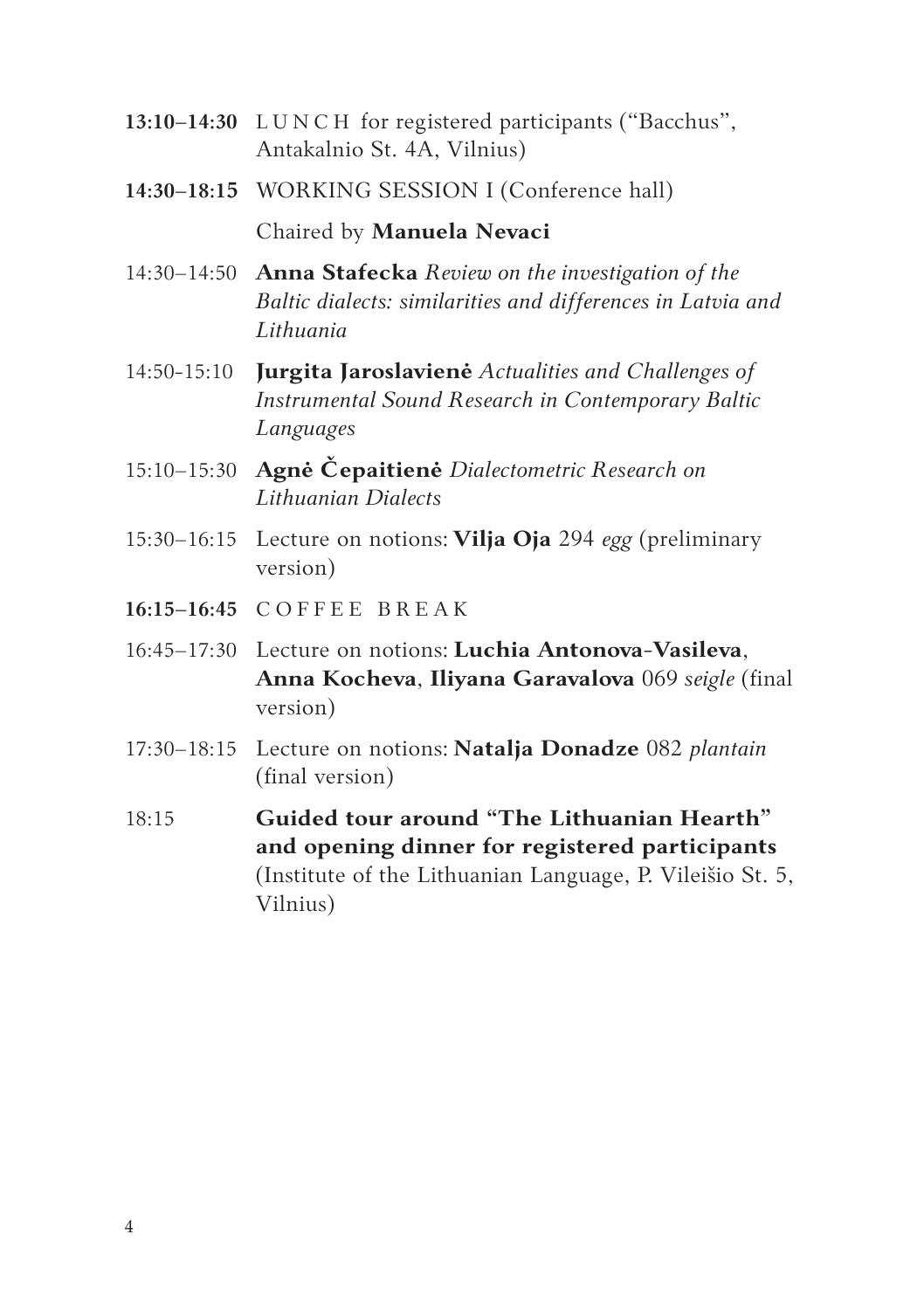**13:10–14:30** LUNCH for registered participants ("Bacchus", Antakalnio St. 4A, Vilnius)

**14:30–18:15** WORKING SESSION I (Conference hall)

Chaired by **Manuela Nevaci**

14:30–14:50 **Anna Stafecka** *Review on the investigation of the Baltic dialects: similarities and differences in Latvia and Lithuania*

14:50-15:10 **Jurgita Jaroslavienė** *Actualities and Challenges of Instrumental Sound Research in Contemporary Baltic Languages*

15:10–15:30 **Agnė Čepaitienė** *Dialectometric Research on Lithuanian Dialects*

15:30–16:15 Lecture on notions: **Vilja Oja** 294 *egg* (preliminary version)

**16:15–16:45** COFFEE BREAK

16:45–17:30 Lecture on notions: **Luchia Antonova-Vasileva**, **Anna Kocheva**, **Iliyana Garavalova** 069 *seigle* (final version)

17:30–18:15 Lecture on notions: **Natalja Donadze** 082 *plantain* (final version)

18:15 **Guided tour around "The Lithuanian Hearth" and opening dinner for registered participants** (Institute of the Lithuanian Language, P. Vileišio St. 5, Vilnius)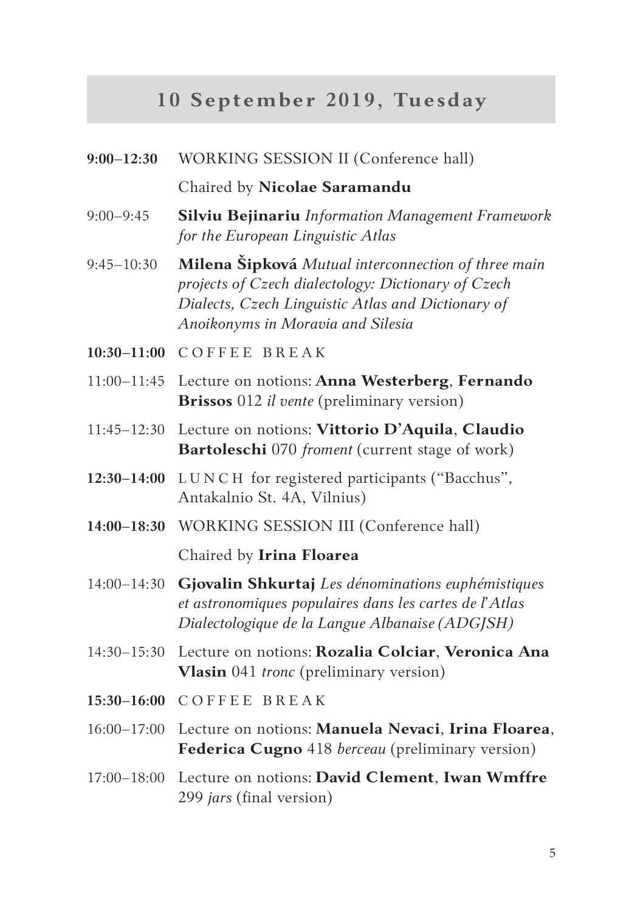## 10 September 2019, Tuesday

**9:00–12:30** WORKING SESSION II (Conference hall)

Chaired by **Nicolae Saramandu**

9:00–9:45 **Silviu Bejinariu** *Information Management Framework for the European Linguistic Atlas*

9:45–10:30 **Milena Šipková** *Mutual interconnection of three main projects of Czech dialectology: Dictionary of Czech Dialects, Czech Linguistic Atlas and Dictionary of Anoikonyms in Moravia and Silesia*

**10:30–11:00** COFFEE BREAK

11:00–11:45 Lecture on notions: **Anna Westerberg**, **Fernando Brissos** 012 *il vente* (preliminary version)

11:45–12:30 Lecture on notions: **Vittorio D'Aquila**, **Claudio Bartoleschi** 070 *froment* (current stage of work)

**12:30–14:00** LUNCH for registered participants ("Bacchus", Antakalnio St. 4A, Vilnius)

**14:00–18:30** WORKING SESSION III (Conference hall)

Chaired by **Irina Floarea**

14:00–14:30 **Gjovalin Shkurtaj** *Les dénominations euphémistiques et astronomiques populaires dans les cartes de l'Atlas Dialectologique de la Langue Albanaise (ADGJSH)*

14:30–15:30 Lecture on notions: **Rozalia Colciar**, **Veronica Ana Vlasin** 041 *tronc* (preliminary version)

**15:30–16:00** COFFEE BREAK

16:00–17:00 Lecture on notions: **Manuela Nevaci**, **Irina Floarea**, **Federica Cugno** 418 *berceau* (preliminary version)

17:00–18:00 Lecture on notions: **David Clement**, **Iwan Wmffre** 299 *jars* (final version)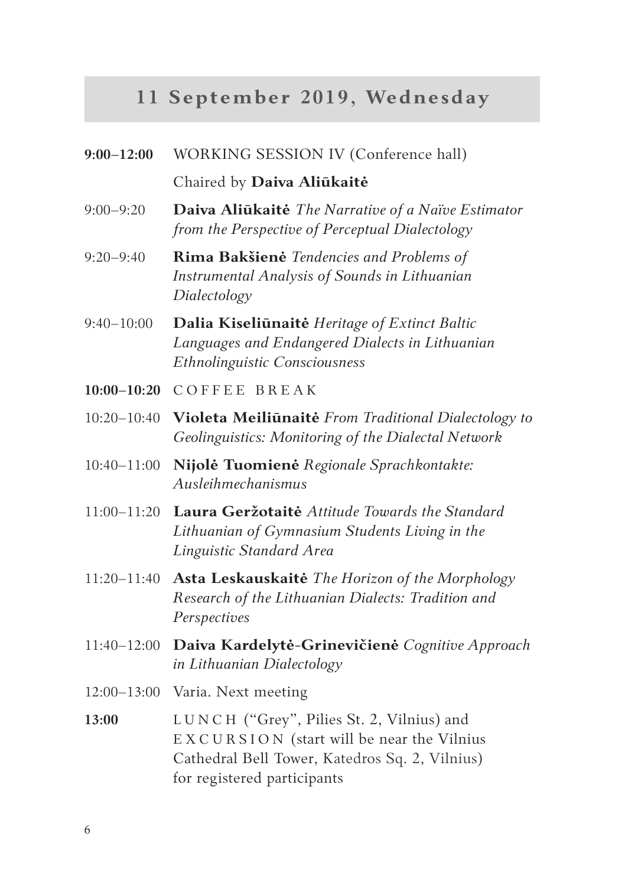## 11 September 2019, Wednesday

| | |
|---|---|
| **9:00–12:00** | WORKING SESSION IV (Conference hall) |
| | Chaired by **Daiva Aliūkaitė** |
| 9:00–9:20 | **Daiva Aliūkaitė** *The Narrative of a Naïve Estimator from the Perspective of Perceptual Dialectology* |
| 9:20–9:40 | **Rima Bakšienė** *Tendencies and Problems of Instrumental Analysis of Sounds in Lithuanian Dialectology* |
| 9:40–10:00 | **Dalia Kiseliūnaitė** *Heritage of Extinct Baltic Languages and Endangered Dialects in Lithuanian Ethnolinguistic Consciousness* |
| **10:00–10:20** | COFFEE BREAK |
| 10:20–10:40 | **Violeta Meiliūnaitė** *From Traditional Dialectology to Geolinguistics: Monitoring of the Dialectal Network* |
| 10:40–11:00 | **Nijolė Tuomienė** *Regionale Sprachkontakte: Ausleihmechanismus* |
| 11:00–11:20 | **Laura Geržotaitė** *Attitude Towards the Standard Lithuanian of Gymnasium Students Living in the Linguistic Standard Area* |
| 11:20–11:40 | **Asta Leskauskaitė** *The Horizon of the Morphology Research of the Lithuanian Dialects: Tradition and Perspectives* |
| 11:40–12:00 | **Daiva Kardelytė-Grinevičienė** *Cognitive Approach in Lithuanian Dialectology* |
| 12:00–13:00 | Varia. Next meeting |
| **13:00** | LUNCH ("Grey", Pilies St. 2, Vilnius) and EXCURSION (start will be near the Vilnius Cathedral Bell Tower, Katedros Sq. 2, Vilnius) for registered participants |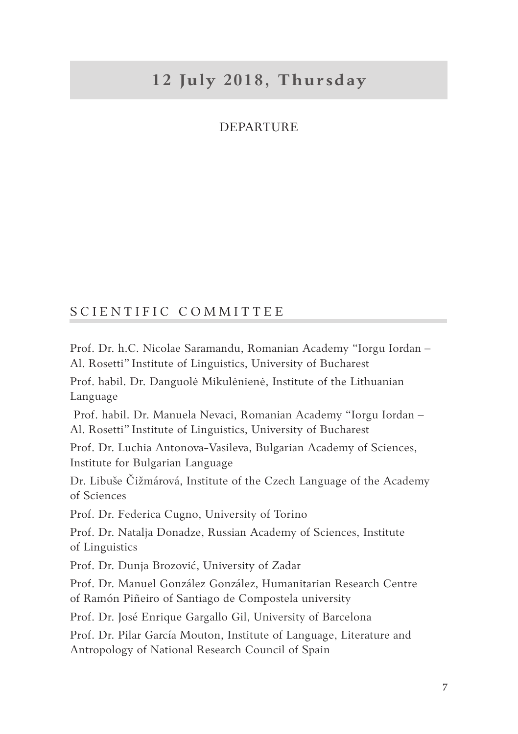## 12 July 2018, Thursday

DEPARTURE

## SCIENTIFIC COMMITTEE

Prof. Dr. h.C. Nicolae Saramandu, Romanian Academy "Iorgu Iordan – Al. Rosetti" Institute of Linguistics, University of Bucharest

Prof. habil. Dr. Danguolė Mikulėnienė, Institute of the Lithuanian Language

Prof. habil. Dr. Manuela Nevaci, Romanian Academy "Iorgu Iordan – Al. Rosetti" Institute of Linguistics, University of Bucharest

Prof. Dr. Luchia Antonova-Vasileva, Bulgarian Academy of Sciences, Institute for Bulgarian Language

Dr. Libuše Čižmárová, Institute of the Czech Language of the Academy of Sciences

Prof. Dr. Federica Cugno, University of Torino

Prof. Dr. Natalja Donadze, Russian Academy of Sciences, Institute of Linguistics

Prof. Dr. Dunja Brozović, University of Zadar

Prof. Dr. Manuel González González, Humanitarian Research Centre of Ramón Piñeiro of Santiago de Compostela university

Prof. Dr. José Enrique Gargallo Gil, University of Barcelona

Prof. Dr. Pilar García Mouton, Institute of Language, Literature and Antropology of National Research Council of Spain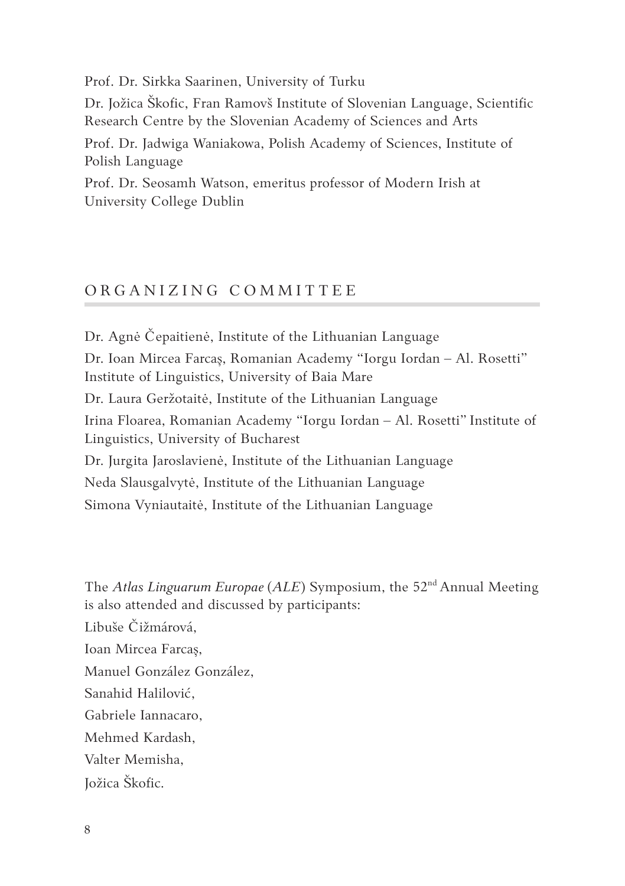Prof. Dr. Sirkka Saarinen, University of Turku

Dr. Jožica Škofic, Fran Ramovš Institute of Slovenian Language, Scientific Research Centre by the Slovenian Academy of Sciences and Arts

Prof. Dr. Jadwiga Waniakowa, Polish Academy of Sciences, Institute of Polish Language

Prof. Dr. Seosamh Watson, emeritus professor of Modern Irish at University College Dublin

## ORGANIZING COMMITTEE

Dr. Agnė Čepaitienė, Institute of the Lithuanian Language

Dr. Ioan Mircea Farcaş, Romanian Academy "Iorgu Iordan – Al. Rosetti" Institute of Linguistics, University of Baia Mare

Dr. Laura Geržotaitė, Institute of the Lithuanian Language

Irina Floarea, Romanian Academy "Iorgu Iordan – Al. Rosetti" Institute of Linguistics, University of Bucharest

Dr. Jurgita Jaroslavienė, Institute of the Lithuanian Language

Neda Slausgalvytė, Institute of the Lithuanian Language

Simona Vyniautaitė, Institute of the Lithuanian Language

The *Atlas Linguarum Europae* (*ALE*) Symposium, the 52nd Annual Meeting is also attended and discussed by participants:

Libuše Čižmárová,

Ioan Mircea Farcaş,

Manuel González González,

Sanahid Halilović,

Gabriele Iannacaro,

Mehmed Kardash,

Valter Memisha,

Jožica Škofic.